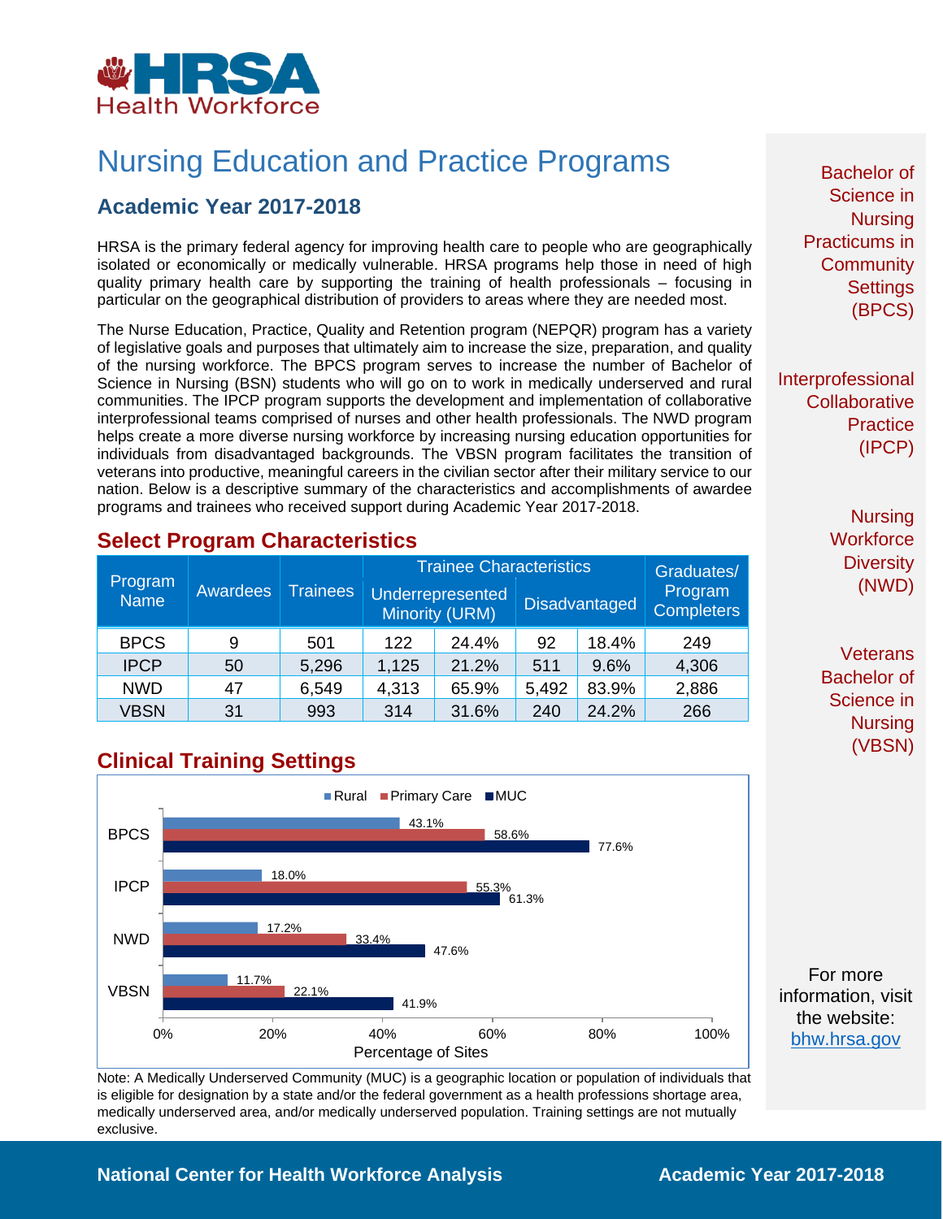HRSA Health Workforce

# Nursing Education and Practice Programs

## Academic Year 2017-2018

HRSA is the primary federal agency for improving health care to people who are geographically isolated or economically or medically vulnerable. HRSA programs help those in need of high quality primary health care by supporting the training of health professionals – focusing in particular on the geographical distribution of providers to areas where they are needed most.

The Nurse Education, Practice, Quality and Retention program (NEPQR) program has a variety of legislative goals and purposes that ultimately aim to increase the size, preparation, and quality of the nursing workforce. The BPCS program serves to increase the number of Bachelor of Science in Nursing (BSN) students who will go on to work in medically underserved and rural communities. The IPCP program supports the development and implementation of collaborative interprofessional teams comprised of nurses and other health professionals. The NWD program helps create a more diverse nursing workforce by increasing nursing education opportunities for individuals from disadvantaged backgrounds. The VBSN program facilitates the transition of veterans into productive, meaningful careers in the civilian sector after their military service to our nation. Below is a descriptive summary of the characteristics and accomplishments of awardee programs and trainees who received support during Academic Year 2017-2018.

## Select Program Characteristics

| Program Name | Awardees | Trainees | Trainee Characteristics | | | | Graduates/ Program Completers |
|---|---|---|---|---|---|---|---|
| | | | Underrepresented Minority (URM) | | Disadvantaged | | |
| BPCS | 9 | 501 | 122 | 24.4% | 92 | 18.4% | 249 |
| IPCP | 50 | 5,296 | 1,125 | 21.2% | 511 | 9.6% | 4,306 |
| NWD | 47 | 6,549 | 4,313 | 65.9% | 5,492 | 83.9% | 2,886 |
| VBSN | 31 | 993 | 314 | 31.6% | 240 | 24.2% | 266 |

## Clinical Training Settings

| Program | Rural | Primary Care | MUC |
|---|---|---|---|
| BPCS | 43.1% | 58.6% | 77.6% |
| IPCP | 18.0% | 55.3% | 61.3% |
| NWD | 17.2% | 33.4% | 47.6% |
| VBSN | 11.7% | 22.1% | 41.9% |

Percentage of Sites

Note: A Medically Underserved Community (MUC) is a geographic location or population of individuals that is eligible for designation by a state and/or the federal government as a health professions shortage area, medically underserved area, and/or medically underserved population. Training settings are not mutually exclusive.

Bachelor of Science in Nursing Practicums in Community Settings (BPCS)

Interprofessional Collaborative Practice (IPCP)

Nursing Workforce Diversity (NWD)

Veterans Bachelor of Science in Nursing (VBSN)

For more information, visit the website: bhw.hrsa.gov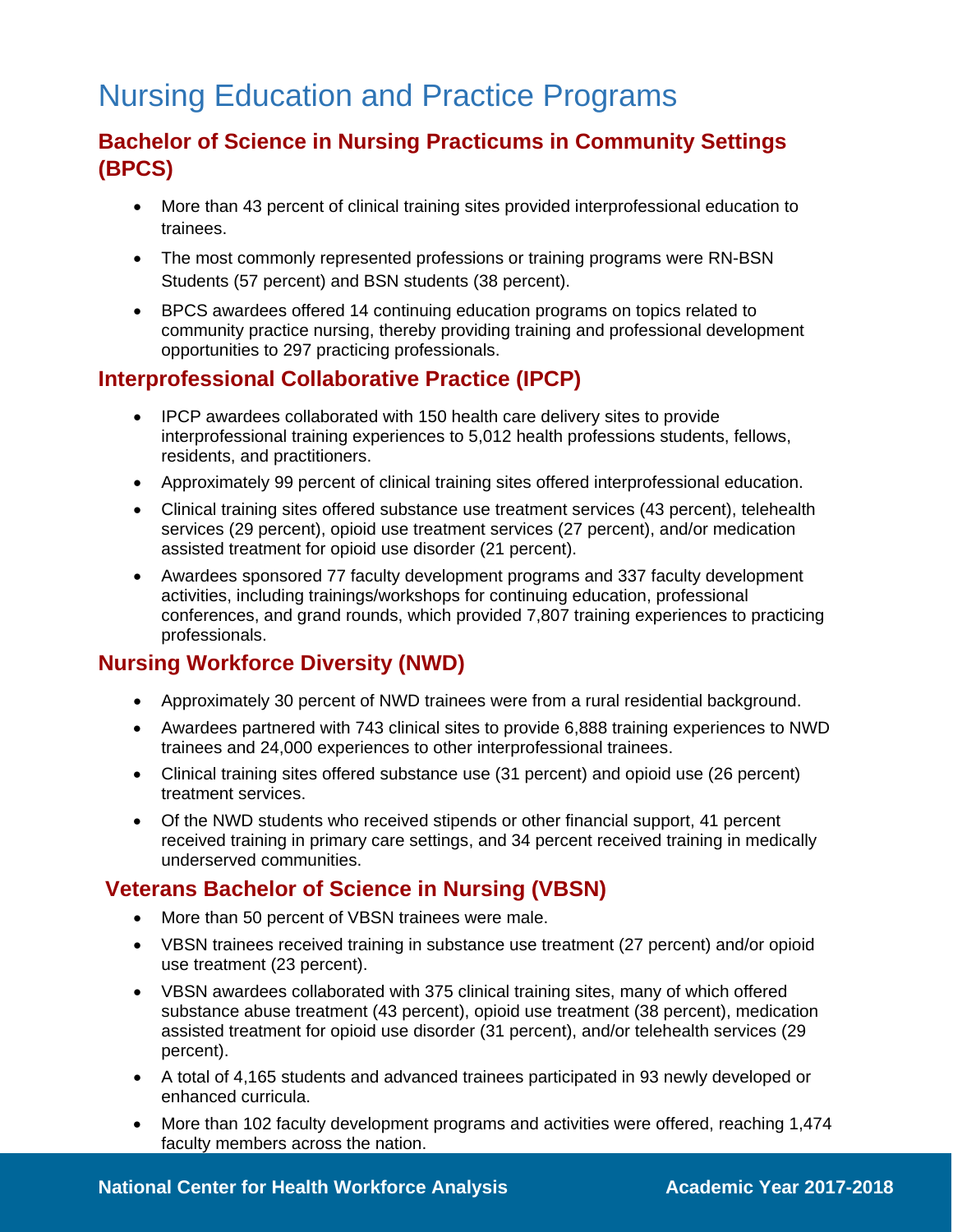# Nursing Education and Practice Programs

## Bachelor of Science in Nursing Practicums in Community Settings (BPCS)

- More than 43 percent of clinical training sites provided interprofessional education to trainees.
- The most commonly represented professions or training programs were RN-BSN Students (57 percent) and BSN students (38 percent).
- BPCS awardees offered 14 continuing education programs on topics related to community practice nursing, thereby providing training and professional development opportunities to 297 practicing professionals.

## Interprofessional Collaborative Practice (IPCP)

- IPCP awardees collaborated with 150 health care delivery sites to provide interprofessional training experiences to 5,012 health professions students, fellows, residents, and practitioners.
- Approximately 99 percent of clinical training sites offered interprofessional education.
- Clinical training sites offered substance use treatment services (43 percent), telehealth services (29 percent), opioid use treatment services (27 percent), and/or medication assisted treatment for opioid use disorder (21 percent).
- Awardees sponsored 77 faculty development programs and 337 faculty development activities, including trainings/workshops for continuing education, professional conferences, and grand rounds, which provided 7,807 training experiences to practicing professionals.

## Nursing Workforce Diversity (NWD)

- Approximately 30 percent of NWD trainees were from a rural residential background.
- Awardees partnered with 743 clinical sites to provide 6,888 training experiences to NWD trainees and 24,000 experiences to other interprofessional trainees.
- Clinical training sites offered substance use (31 percent) and opioid use (26 percent) treatment services.
- Of the NWD students who received stipends or other financial support, 41 percent received training in primary care settings, and 34 percent received training in medically underserved communities.

## Veterans Bachelor of Science in Nursing (VBSN)

- More than 50 percent of VBSN trainees were male.
- VBSN trainees received training in substance use treatment (27 percent) and/or opioid use treatment (23 percent).
- VBSN awardees collaborated with 375 clinical training sites, many of which offered substance abuse treatment (43 percent), opioid use treatment (38 percent), medication assisted treatment for opioid use disorder (31 percent), and/or telehealth services (29 percent).
- A total of 4,165 students and advanced trainees participated in 93 newly developed or enhanced curricula.
- More than 102 faculty development programs and activities were offered, reaching 1,474 faculty members across the nation.